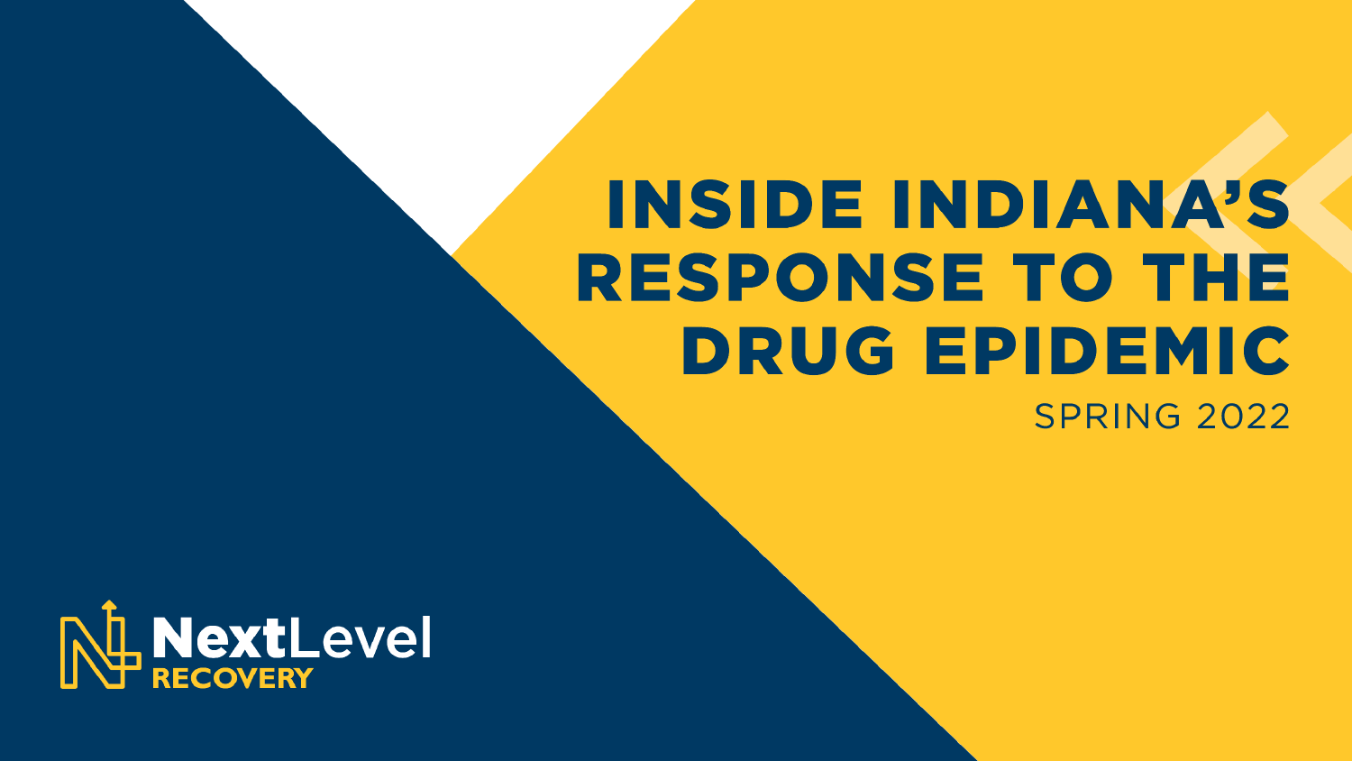# INSIDE INDIANA'S RESPONSE TO THE DRUG EPIDEMIC

SPRING 2022

NextLevel RECOVERY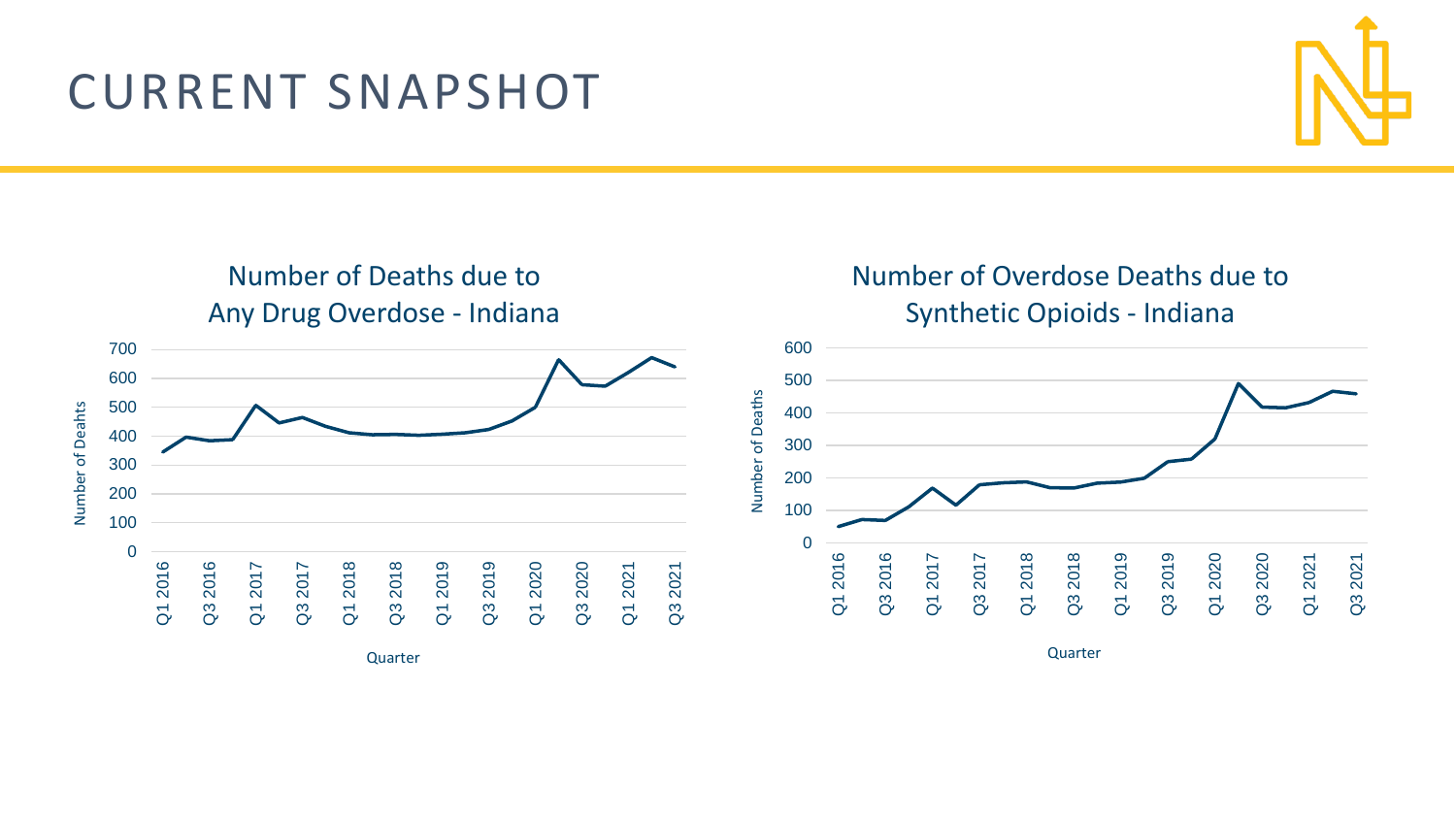# CURRENT SNAPSHOT

## Number of Deaths due to Any Drug Overdose - Indiana

Number of Deahts

700
600
500
400
300
200
100
0

Q1 2016 Q3 2016 Q1 2017 Q3 2017 Q1 2018 Q3 2018 Q1 2019 Q3 2019 Q1 2020 Q3 2020 Q1 2021 Q3 2021

Quarter

## Number of Overdose Deaths due to Synthetic Opioids - Indiana

Number of Deaths

600
500
400
300
200
100
0

Q1 2016 Q3 2016 Q1 2017 Q3 2017 Q1 2018 Q3 2018 Q1 2019 Q3 2019 Q1 2020 Q3 2020 Q1 2021 Q3 2021

Quarter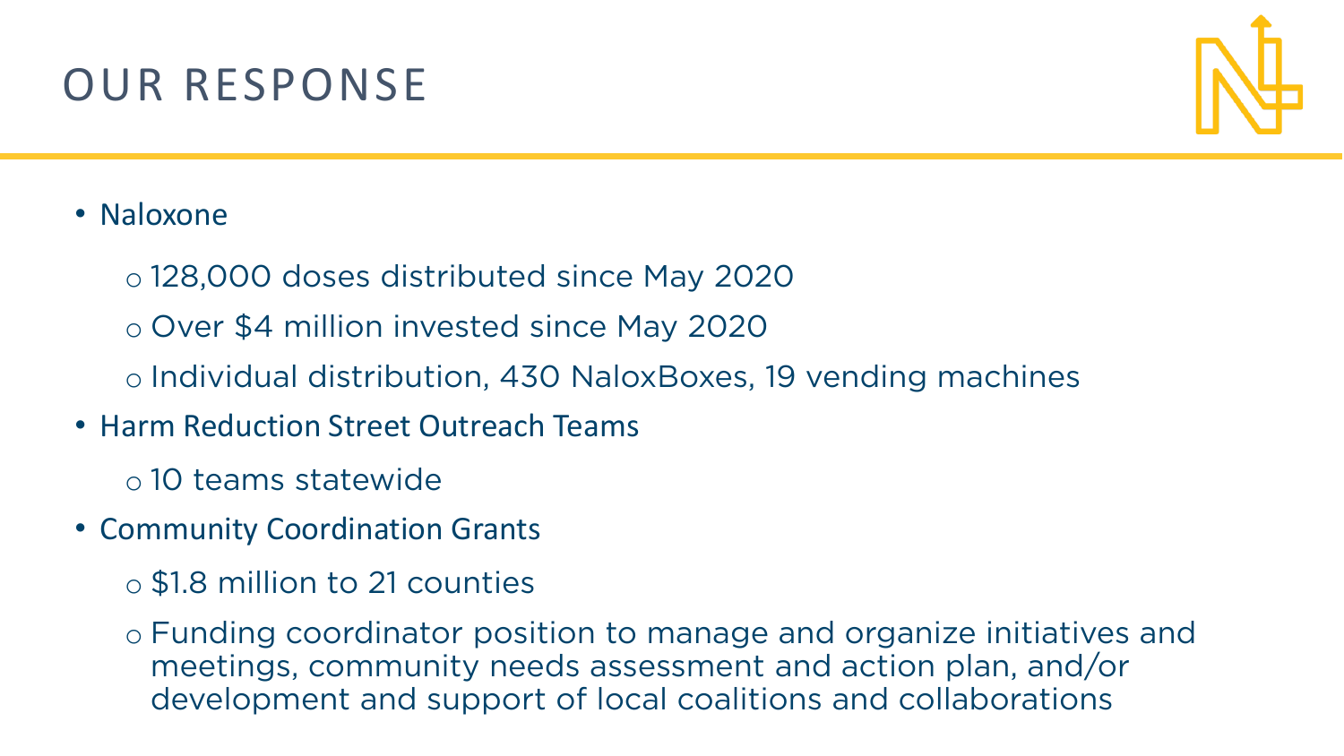# OUR RESPONSE

- Naloxone
  - 128,000 doses distributed since May 2020
  - Over $4 million invested since May 2020
  - Individual distribution, 430 NaloxBoxes, 19 vending machines
- Harm Reduction Street Outreach Teams
  - 10 teams statewide
- Community Coordination Grants
  - $1.8 million to 21 counties
  - Funding coordinator position to manage and organize initiatives and meetings, community needs assessment and action plan, and/or development and support of local coalitions and collaborations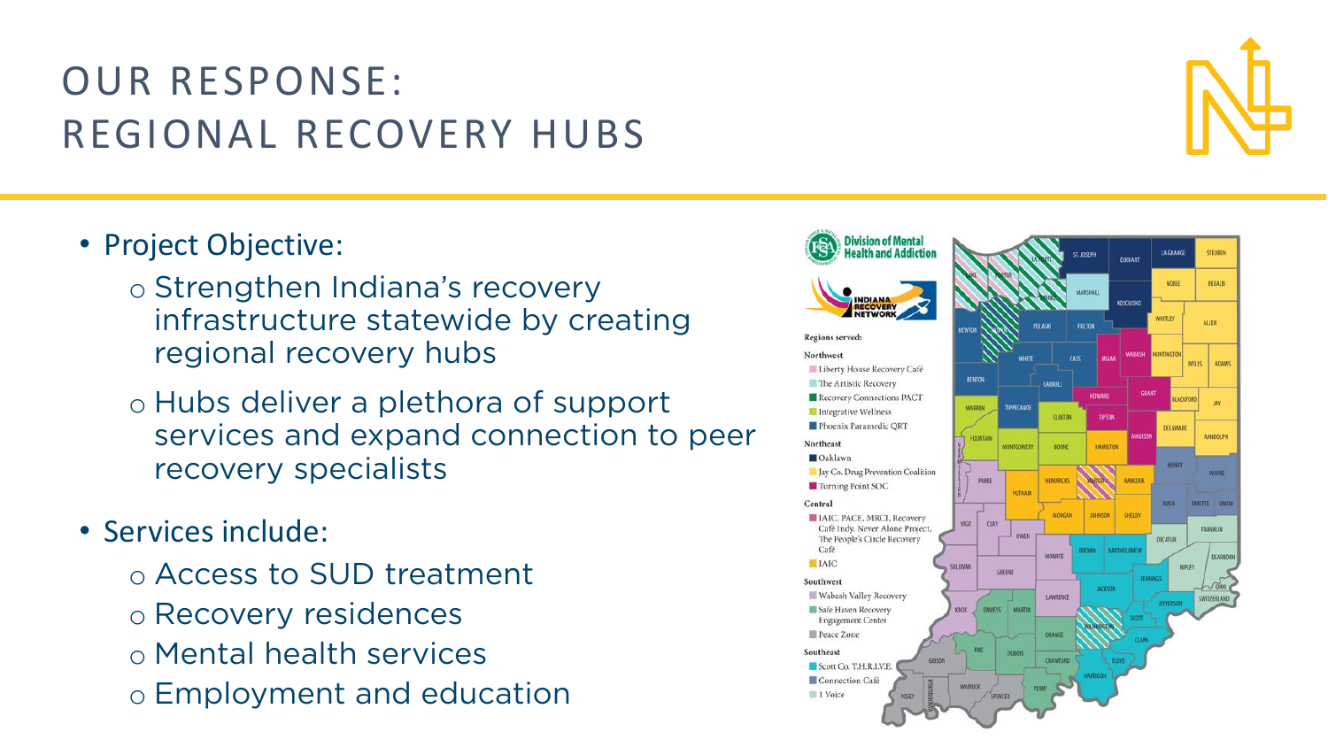# OUR RESPONSE: REGIONAL RECOVERY HUBS

- Project Objective:
  - Strengthen Indiana's recovery infrastructure statewide by creating regional recovery hubs
  - Hubs deliver a plethora of support services and expand connection to peer recovery specialists
- Services include:
  - Access to SUD treatment
  - Recovery residences
  - Mental health services
  - Employment and education

Division of Mental Health and Addiction

INDIANA RECOVERY NETWORK

**Regions served:**

**Northwest**
- Liberty House Recovery Café
- The Artistic Recovery
- Recovery Connections PACT
- Integrative Wellness
- Phoenix Paramedic QRT

**Northeast**
- Oaklawn
- Jay Co. Drug Prevention Coalition
- Turning Point SOC

**Central**
- IAIC, PACE, MRCI, Recovery Café Indy, Never Alone Project, The People's Circle Recovery Café
- IAIC

**Southwest**
- Wabash Valley Recovery
- Safe Haven Recovery Engagement Center
- Peace Zone

**Southeast**
- Scott Co. T.H.R.I.V.E.
- Connection Café
- 1 Voice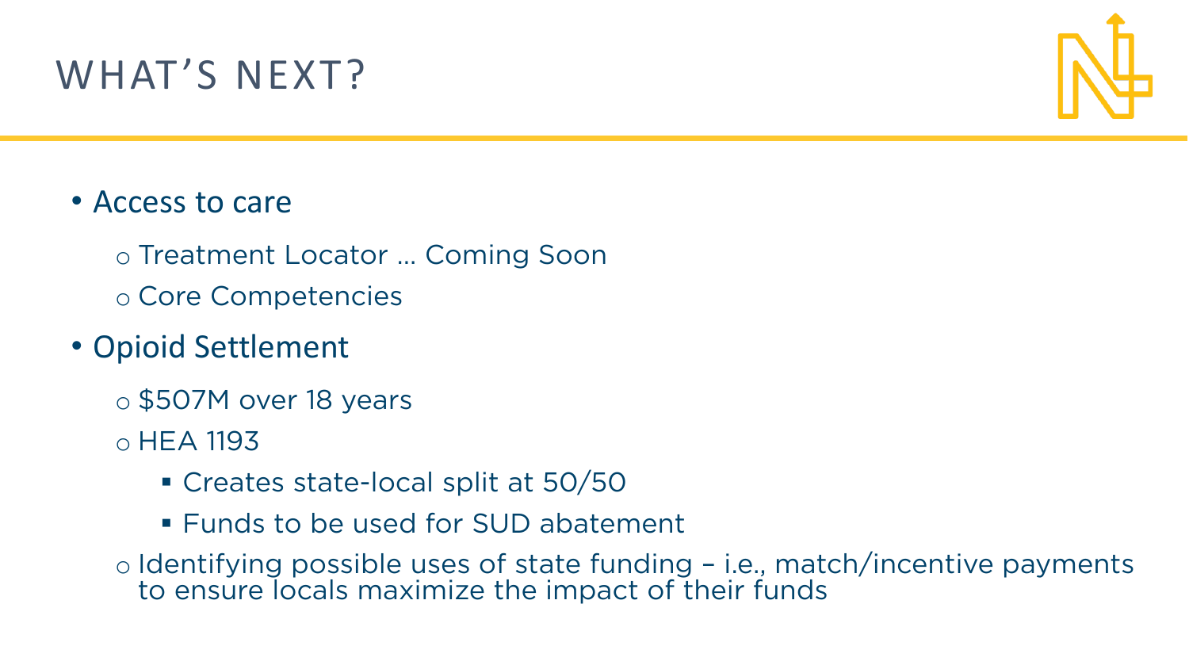# WHAT'S NEXT?

- Access to care
  - Treatment Locator … Coming Soon
  - Core Competencies
- Opioid Settlement
  - $507M over 18 years
  - HEA 1193
    - Creates state-local split at 50/50
    - Funds to be used for SUD abatement
  - Identifying possible uses of state funding – i.e., match/incentive payments to ensure locals maximize the impact of their funds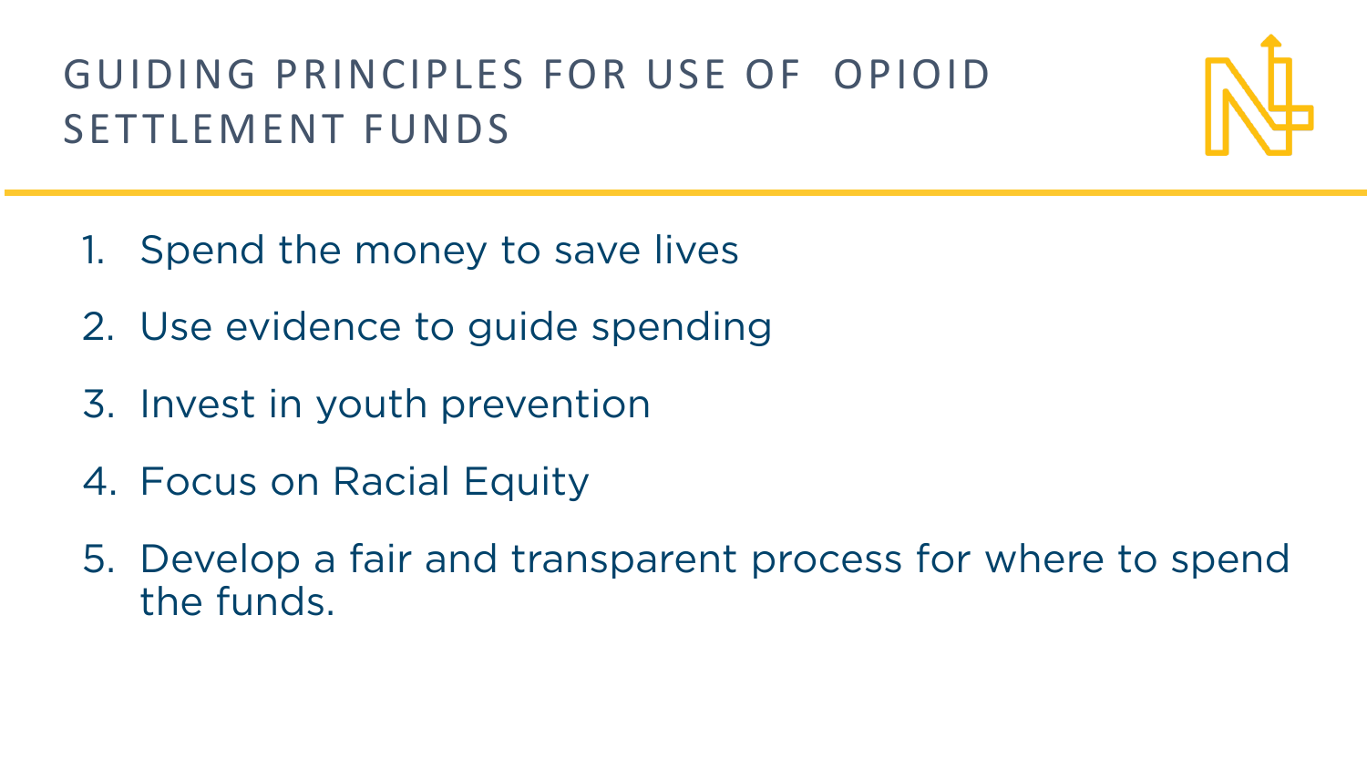# GUIDING PRINCIPLES FOR USE OF OPIOID SETTLEMENT FUNDS

1. Spend the money to save lives
2. Use evidence to guide spending
3. Invest in youth prevention
4. Focus on Racial Equity
5. Develop a fair and transparent process for where to spend the funds.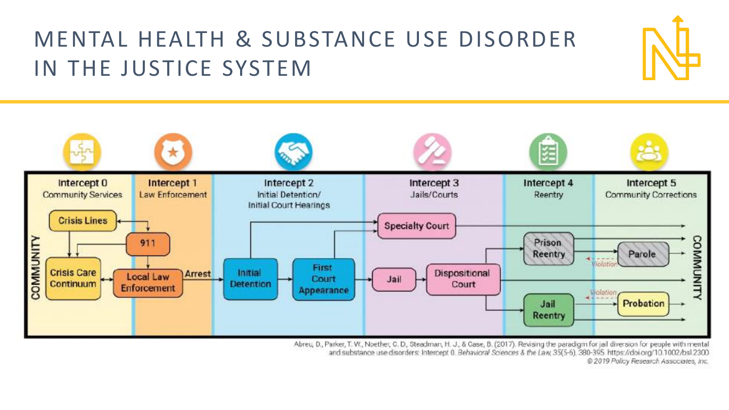# MENTAL HEALTH & SUBSTANCE USE DISORDER IN THE JUSTICE SYSTEM

**Intercept 0** – Community Services
- Crisis Lines
- Crisis Care Continuum

**Intercept 1** – Law Enforcement
- 911
- Local Law Enforcement
- Arrest

**Intercept 2** – Initial Detention/ Initial Court Hearings
- Initial Detention
- First Court Appearance

**Intercept 3** – Jails/Courts
- Specialty Court
- Jail
- Dispositional Court

**Intercept 4** – Reentry
- Prison Reentry
- Jail Reentry

**Intercept 5** – Community Corrections
- Parole
- Probation
- Violation

COMMUNITY

Abreu, D., Parker, T. W., Noether, C. D., Steadman, H. J., & Case, B. (2017). Revising the paradigm for jail diversion for people with mental and substance use disorders: Intercept 0. *Behavioral Sciences & the Law*, 35(5-6), 380-395. https://doi.org/10.1002/bsl.2300

*© 2019 Policy Research Associates, Inc.*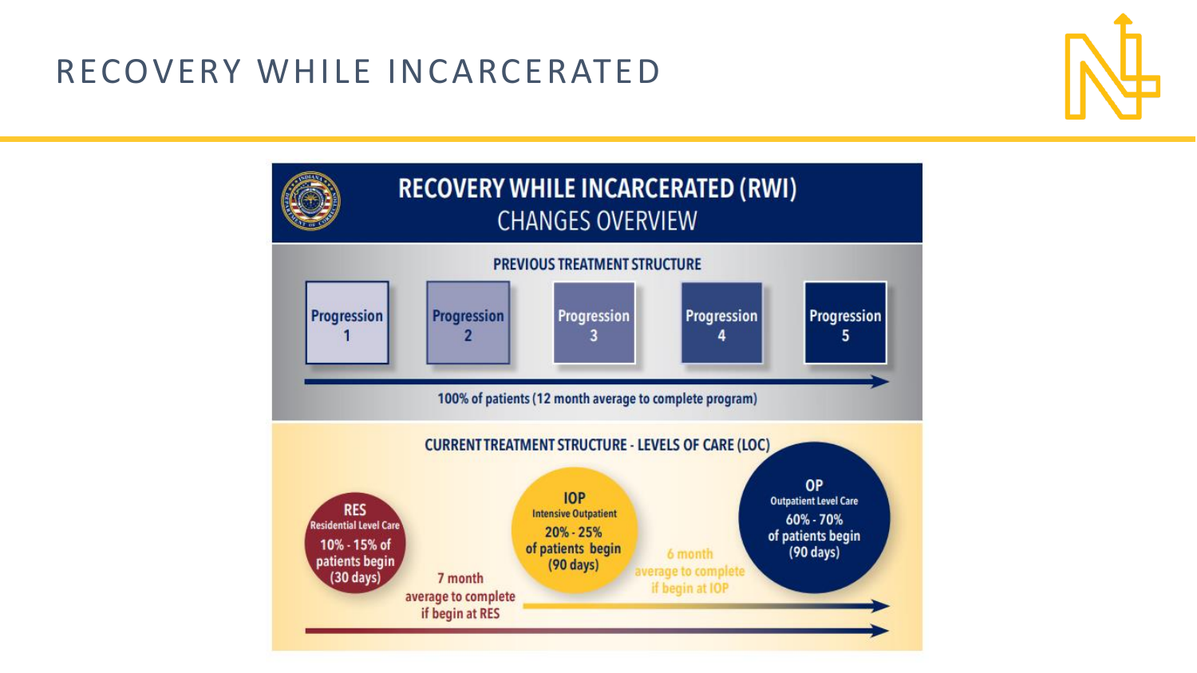# RECOVERY WHILE INCARCERATED

## RECOVERY WHILE INCARCERATED (RWI)

### CHANGES OVERVIEW

**PREVIOUS TREATMENT STRUCTURE**

Progression 1 → Progression 2 → Progression 3 → Progression 4 → Progression 5

100% of patients (12 month average to complete program)

**CURRENT TREATMENT STRUCTURE - LEVELS OF CARE (LOC)**

**RES**
Residential Level Care
10% - 15% of patients begin
(30 days)

**IOP**
Intensive Outpatient
20% - 25% of patients begin
(90 days)

**OP**
Outpatient Level Care
60% - 70% of patients begin
(90 days)

7 month average to complete if begin at RES

6 month average to complete if begin at IOP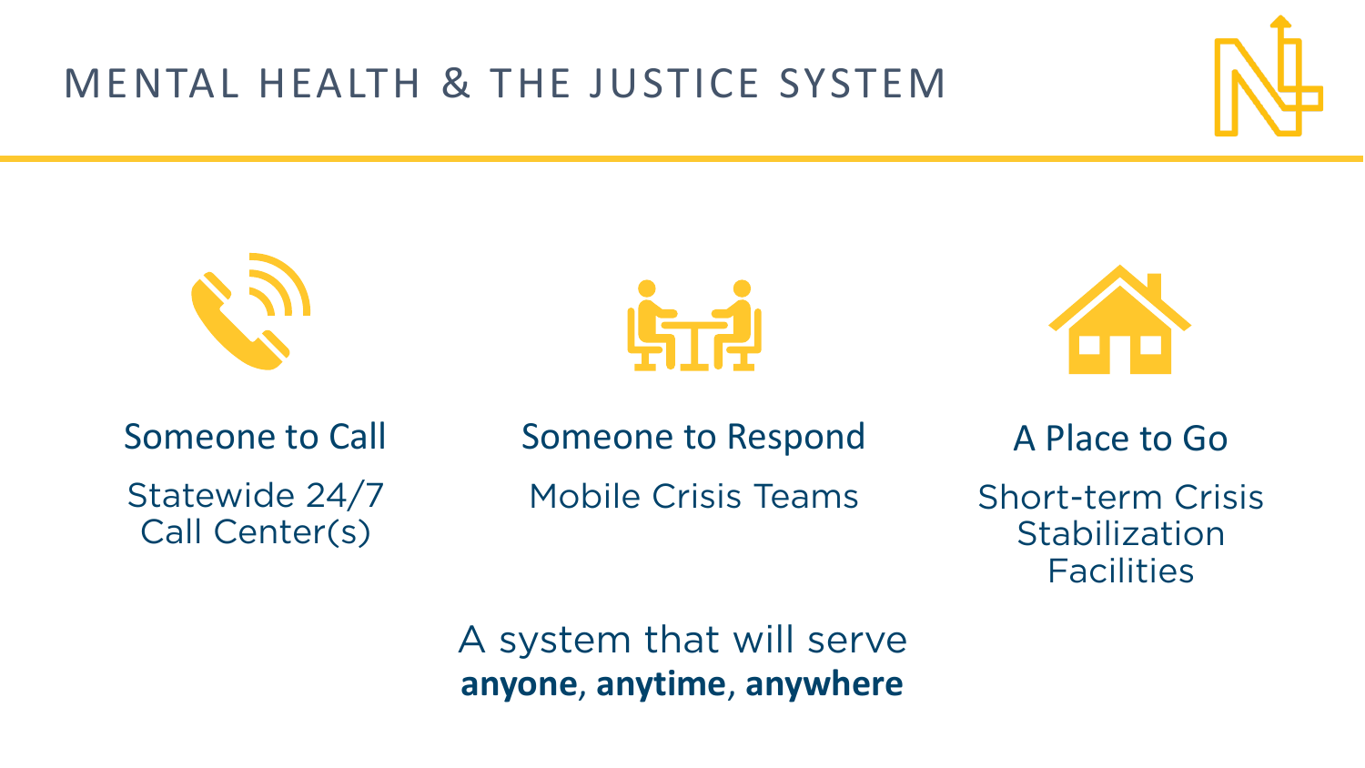# MENTAL HEALTH & THE JUSTICE SYSTEM

**Someone to Call**

Statewide 24/7 Call Center(s)

**Someone to Respond**

Mobile Crisis Teams

**A Place to Go**

Short-term Crisis Stabilization Facilities

A system that will serve **anyone**, **anytime**, **anywhere**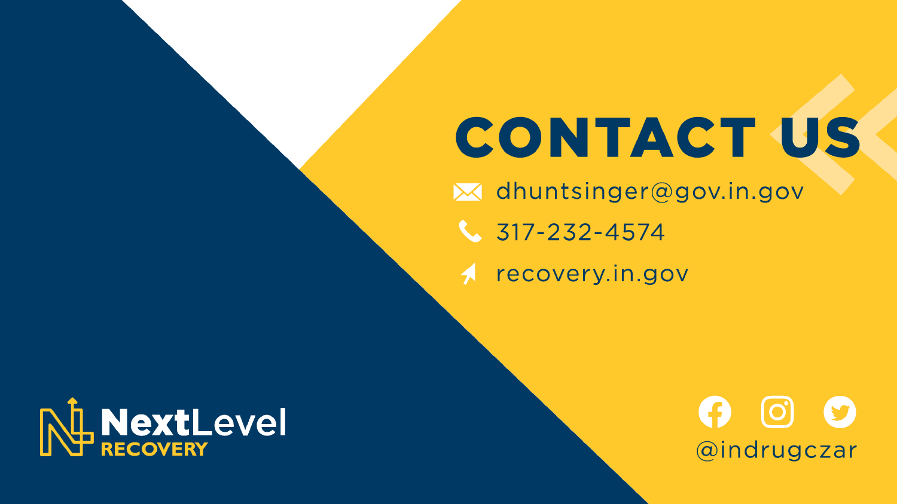# CONTACT US

dhuntsinger@gov.in.gov

317-232-4574

recovery.in.gov

NextLevel RECOVERY

@indrugczar